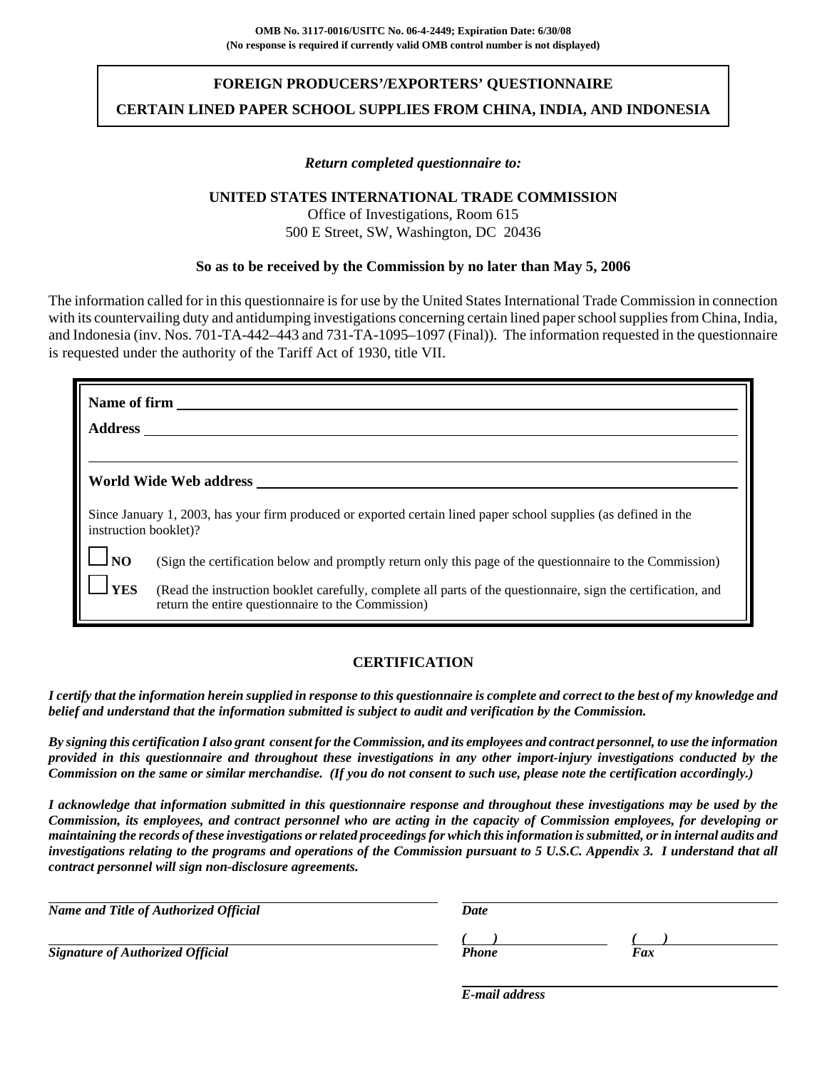OMB No. 3117-0016/USITC No. 06-4-2449; Expiration Date: 6/30/08
(No response is required if currently valid OMB control number is not displayed)

# FOREIGN PRODUCERS'/EXPORTERS' QUESTIONNAIRE

## CERTAIN LINED PAPER SCHOOL SUPPLIES FROM CHINA, INDIA, AND INDONESIA

*Return completed questionnaire to:*

**UNITED STATES INTERNATIONAL TRADE COMMISSION**
Office of Investigations, Room 615
500 E Street, SW, Washington, DC 20436

**So as to be received by the Commission by no later than May 5, 2006**

The information called for in this questionnaire is for use by the United States International Trade Commission in connection with its countervailing duty and antidumping investigations concerning certain lined paper school supplies from China, India, and Indonesia (inv. Nos. 701-TA-442–443 and 731-TA-1095–1097 (Final)). The information requested in the questionnaire is requested under the authority of the Tariff Act of 1930, title VII.

**Name of firm** ______________________________

**Address** ______________________________

______________________________

**World Wide Web address** ______________________________

Since January 1, 2003, has your firm produced or exported certain lined paper school supplies (as defined in the instruction booklet)?

☐ **NO** (Sign the certification below and promptly return only this page of the questionnaire to the Commission)

☐ **YES** (Read the instruction booklet carefully, complete all parts of the questionnaire, sign the certification, and return the entire questionnaire to the Commission)

## CERTIFICATION

***I certify that the information herein supplied in response to this questionnaire is complete and correct to the best of my knowledge and belief and understand that the information submitted is subject to audit and verification by the Commission.***

***By signing this certification I also grant consent for the Commission, and its employees and contract personnel, to use the information provided in this questionnaire and throughout these investigations in any other import-injury investigations conducted by the Commission on the same or similar merchandise. (If you do not consent to such use, please note the certification accordingly.)***

***I acknowledge that information submitted in this questionnaire response and throughout these investigations may be used by the Commission, its employees, and contract personnel who are acting in the capacity of Commission employees, for developing or maintaining the records of these investigations or related proceedings for which this information is submitted, or in internal audits and investigations relating to the programs and operations of the Commission pursuant to 5 U.S.C. Appendix 3. I understand that all contract personnel will sign non-disclosure agreements.***

______________________________
***Name and Title of Authorized Official***

______________________________
***Date***

______________________________
***Signature of Authorized Official***

***(     )*** ______________________________
***Phone***

***(     )*** ______________________________
***Fax***

______________________________
***E-mail address***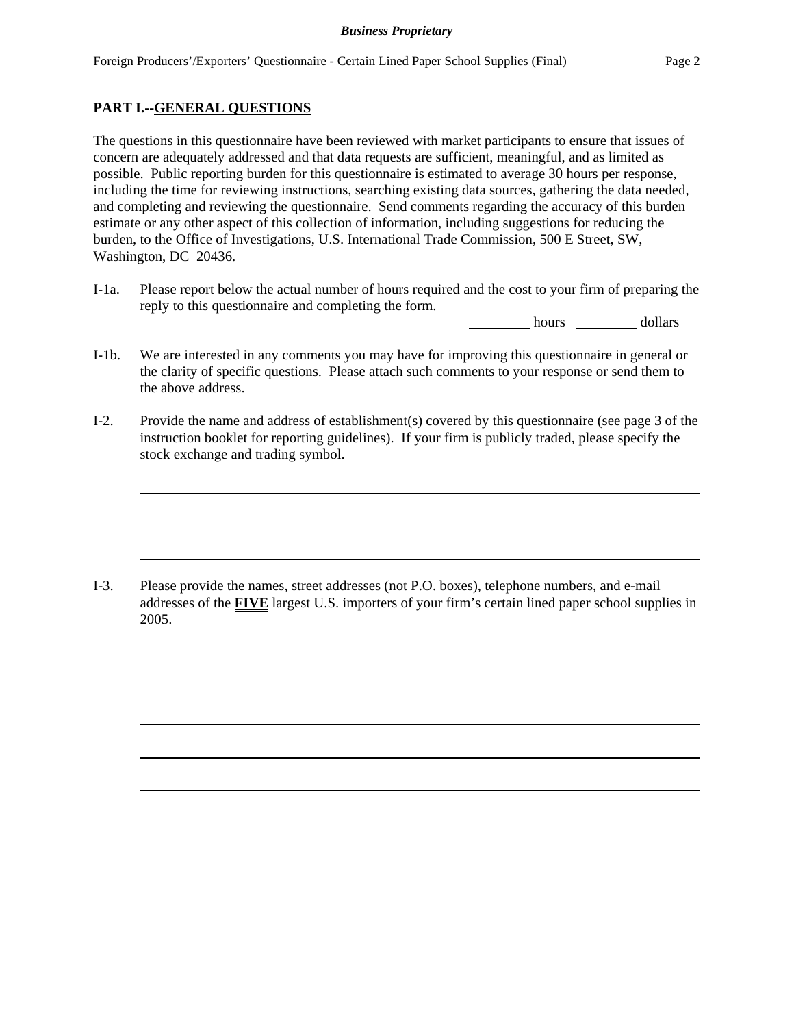## PART I.--GENERAL QUESTIONS

The questions in this questionnaire have been reviewed with market participants to ensure that issues of concern are adequately addressed and that data requests are sufficient, meaningful, and as limited as possible. Public reporting burden for this questionnaire is estimated to average 30 hours per response, including the time for reviewing instructions, searching existing data sources, gathering the data needed, and completing and reviewing the questionnaire. Send comments regarding the accuracy of this burden estimate or any other aspect of this collection of information, including suggestions for reducing the burden, to the Office of Investigations, U.S. International Trade Commission, 500 E Street, SW, Washington, DC 20436.

I-1a. Please report below the actual number of hours required and the cost to your firm of preparing the reply to this questionnaire and completing the form.

_________ hours _________ dollars

I-1b. We are interested in any comments you may have for improving this questionnaire in general or the clarity of specific questions. Please attach such comments to your response or send them to the above address.

I-2. Provide the name and address of establishment(s) covered by this questionnaire (see page 3 of the instruction booklet for reporting guidelines). If your firm is publicly traded, please specify the stock exchange and trading symbol.

_______________________________________________

_______________________________________________

_______________________________________________

I-3. Please provide the names, street addresses (not P.O. boxes), telephone numbers, and e-mail addresses of the **FIVE** largest U.S. importers of your firm's certain lined paper school supplies in 2005.

_______________________________________________

_______________________________________________

_______________________________________________

_______________________________________________

_______________________________________________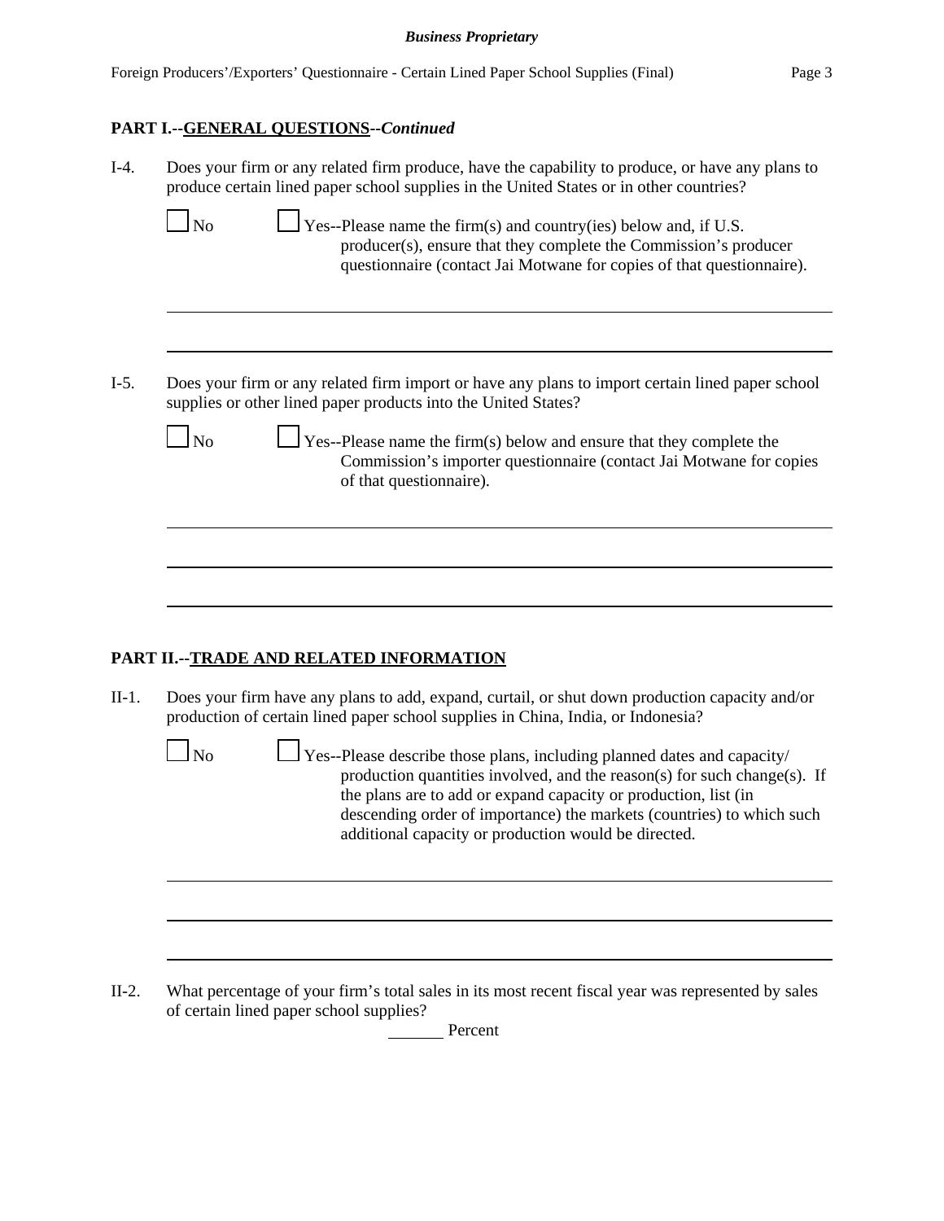**PART I.--GENERAL QUESTIONS--*Continued***

I-4. Does your firm or any related firm produce, have the capability to produce, or have any plans to produce certain lined paper school supplies in the United States or in other countries?

☐ No ☐ Yes--Please name the firm(s) and country(ies) below and, if U.S. producer(s), ensure that they complete the Commission's producer questionnaire (contact Jai Motwane for copies of that questionnaire).

______________________________________________________________________

______________________________________________________________________

I-5. Does your firm or any related firm import or have any plans to import certain lined paper school supplies or other lined paper products into the United States?

☐ No ☐ Yes--Please name the firm(s) below and ensure that they complete the Commission's importer questionnaire (contact Jai Motwane for copies of that questionnaire).

______________________________________________________________________

______________________________________________________________________

______________________________________________________________________

**PART II.--TRADE AND RELATED INFORMATION**

II-1. Does your firm have any plans to add, expand, curtail, or shut down production capacity and/or production of certain lined paper school supplies in China, India, or Indonesia?

☐ No ☐ Yes--Please describe those plans, including planned dates and capacity/ production quantities involved, and the reason(s) for such change(s). If the plans are to add or expand capacity or production, list (in descending order of importance) the markets (countries) to which such additional capacity or production would be directed.

______________________________________________________________________

______________________________________________________________________

______________________________________________________________________

II-2. What percentage of your firm's total sales in its most recent fiscal year was represented by sales of certain lined paper school supplies?

_______ Percent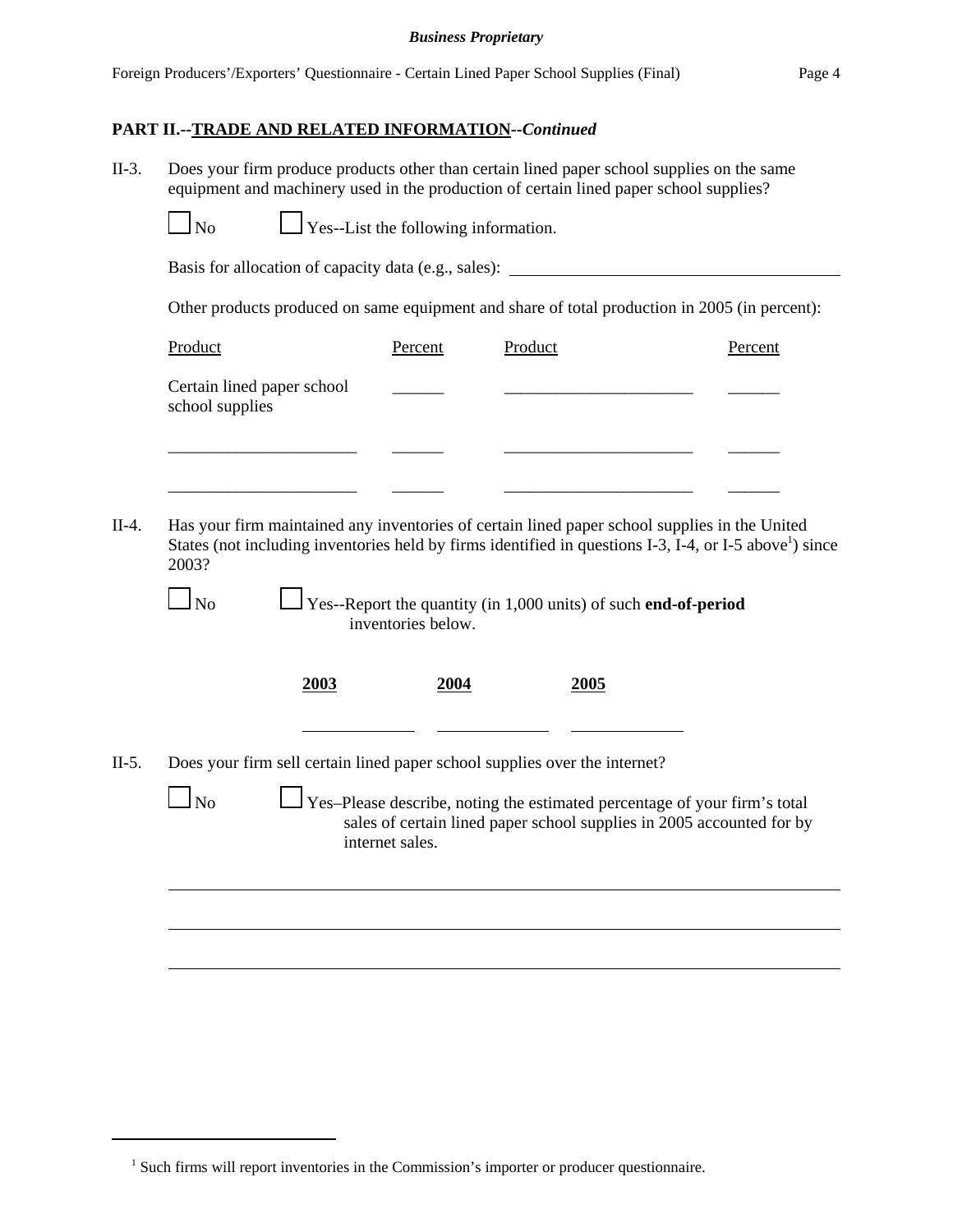## PART II.--TRADE AND RELATED INFORMATION--*Continued*

II-3. Does your firm produce products other than certain lined paper school supplies on the same equipment and machinery used in the production of certain lined paper school supplies?

☐ No ☐ Yes--List the following information.

Basis for allocation of capacity data (e.g., sales): ______________________________

Other products produced on same equipment and share of total production in 2005 (in percent):

| Product | Percent | Product | Percent |
|---|---|---|---|
| Certain lined paper school school supplies | ______ | ______________________ | ______ |
| ______________________ | ______ | ______________________ | ______ |
| ______________________ | ______ | ______________________ | ______ |

II-4. Has your firm maintained any inventories of certain lined paper school supplies in the United States (not including inventories held by firms identified in questions I-3, I-4, or I-5 above[1]) since 2003?

☐ No ☐ Yes--Report the quantity (in 1,000 units) of such **end-of-period** inventories below.

| 2003 | 2004 | 2005 |
|---|---|---|
| ____________ | ____________ | ____________ |

II-5. Does your firm sell certain lined paper school supplies over the internet?

☐ No ☐ Yes–Please describe, noting the estimated percentage of your firm's total sales of certain lined paper school supplies in 2005 accounted for by internet sales.

______________________________________________________________________________

______________________________________________________________________________

______________________________________________________________________________

[1] Such firms will report inventories in the Commission's importer or producer questionnaire.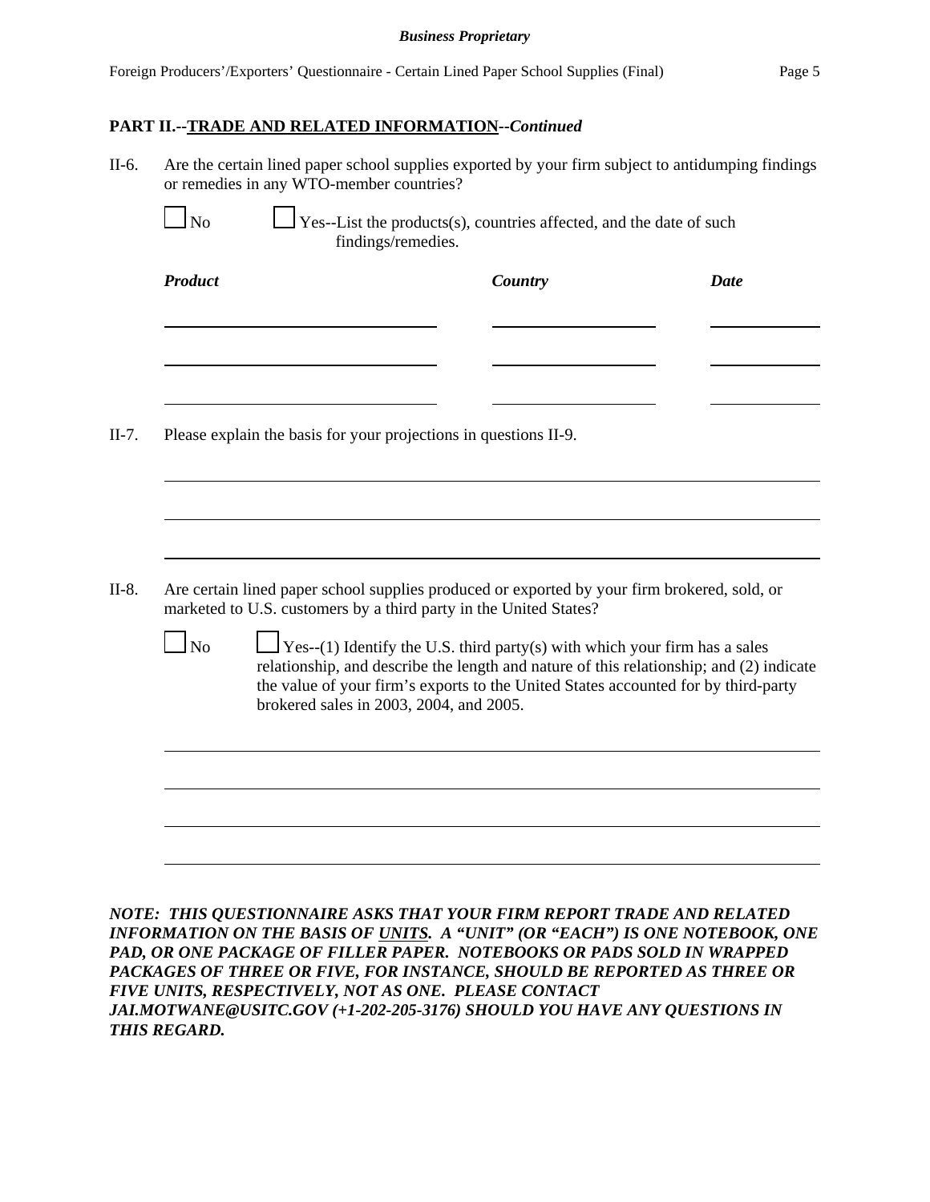## PART II.--TRADE AND RELATED INFORMATION--*Continued*

II-6. Are the certain lined paper school supplies exported by your firm subject to antidumping findings or remedies in any WTO-member countries?

☐ No ☐ Yes--List the products(s), countries affected, and the date of such findings/remedies.

| *Product* | *Country* | *Date* |
|---|---|---|
| | | |
| | | |
| | | |

II-7. Please explain the basis for your projections in questions II-9.

______________________________________________________________________

______________________________________________________________________

______________________________________________________________________

II-8. Are certain lined paper school supplies produced or exported by your firm brokered, sold, or marketed to U.S. customers by a third party in the United States?

☐ No ☐ Yes--(1) Identify the U.S. third party(s) with which your firm has a sales relationship, and describe the length and nature of this relationship; and (2) indicate the value of your firm's exports to the United States accounted for by third-party brokered sales in 2003, 2004, and 2005.

______________________________________________________________________

______________________________________________________________________

______________________________________________________________________

______________________________________________________________________

***NOTE: THIS QUESTIONNAIRE ASKS THAT YOUR FIRM REPORT TRADE AND RELATED INFORMATION ON THE BASIS OF UNITS. A "UNIT" (OR "EACH") IS ONE NOTEBOOK, ONE PAD, OR ONE PACKAGE OF FILLER PAPER. NOTEBOOKS OR PADS SOLD IN WRAPPED PACKAGES OF THREE OR FIVE, FOR INSTANCE, SHOULD BE REPORTED AS THREE OR FIVE UNITS, RESPECTIVELY, NOT AS ONE. PLEASE CONTACT JAI.MOTWANE@USITC.GOV (+1-202-205-3176) SHOULD YOU HAVE ANY QUESTIONS IN THIS REGARD.***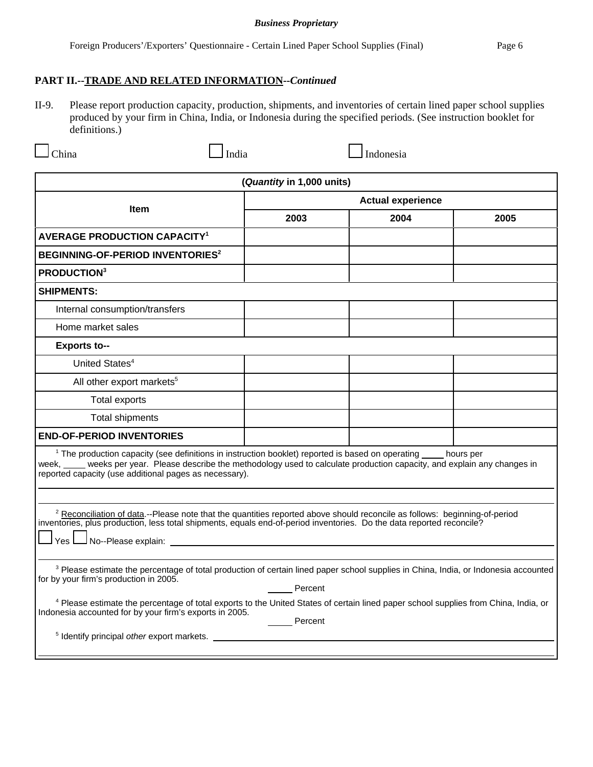**Business Proprietary**

## PART II.--TRADE AND RELATED INFORMATION--*Continued*

II-9. Please report production capacity, production, shipments, and inventories of certain lined paper school supplies produced by your firm in China, India, or Indonesia during the specified periods. (See instruction booklet for definitions.)

☐ China ☐ India ☐ Indonesia

| (*Quantity* in 1,000 units) | | | |
|---|---|---|---|
| Item | Actual experience | | |
| | 2003 | 2004 | 2005 |
| **AVERAGE PRODUCTION CAPACITY**[1] | | | |
| **BEGINNING-OF-PERIOD INVENTORIES**[2] | | | |
| **PRODUCTION**[3] | | | |
| **SHIPMENTS:** | | | |
| Internal consumption/transfers | | | |
| Home market sales | | | |
| **Exports to--** | | | |
| United States[4] | | | |
| All other export markets[5] | | | |
| Total exports | | | |
| Total shipments | | | |
| **END-OF-PERIOD INVENTORIES** | | | |

[1] The production capacity (see definitions in instruction booklet) reported is based on operating _____ hours per week, _____ weeks per year. Please describe the methodology used to calculate production capacity, and explain any changes in reported capacity (use additional pages as necessary).

______________________________________________________________________

[2] Reconciliation of data.--Please note that the quantities reported above should reconcile as follows: beginning-of-period inventories, plus production, less total shipments, equals end-of-period inventories. Do the data reported reconcile?

☐ Yes ☐ No--Please explain: ______________________________________________

[3] Please estimate the percentage of total production of certain lined paper school supplies in China, India, or Indonesia accounted for by your firm's production in 2005.

_____ Percent

[4] Please estimate the percentage of total exports to the United States of certain lined paper school supplies from China, India, or Indonesia accounted for by your firm's exports in 2005.

_____ Percent

[5] Identify principal *other* export markets. ______________________________________________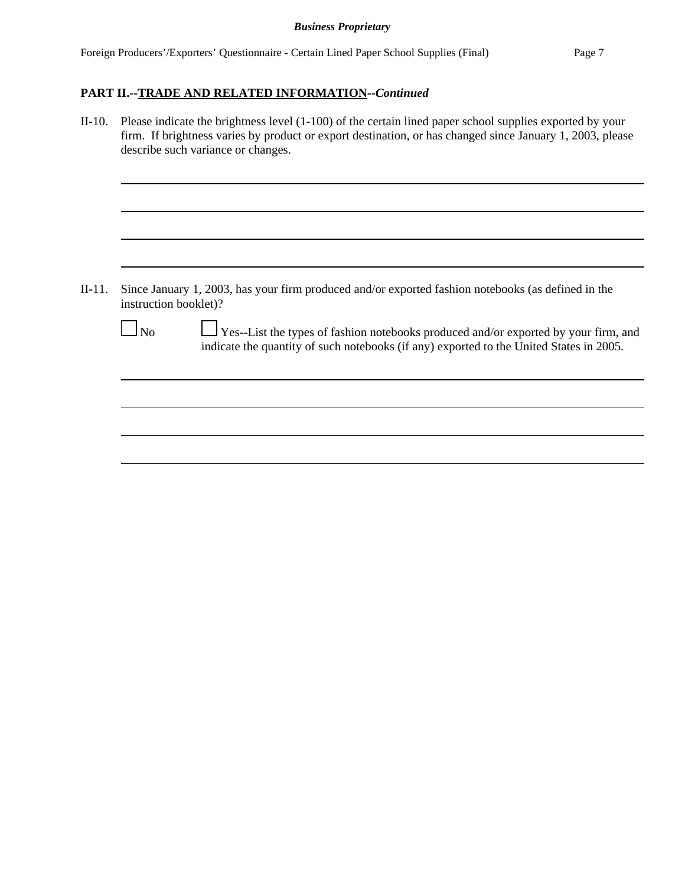**PART II.--TRADE AND RELATED INFORMATION--*Continued***

II-10. Please indicate the brightness level (1-100) of the certain lined paper school supplies exported by your firm. If brightness varies by product or export destination, or has changed since January 1, 2003, please describe such variance or changes.

II-11. Since January 1, 2003, has your firm produced and/or exported fashion notebooks (as defined in the instruction booklet)?

☐ No

☐ Yes--List the types of fashion notebooks produced and/or exported by your firm, and indicate the quantity of such notebooks (if any) exported to the United States in 2005.